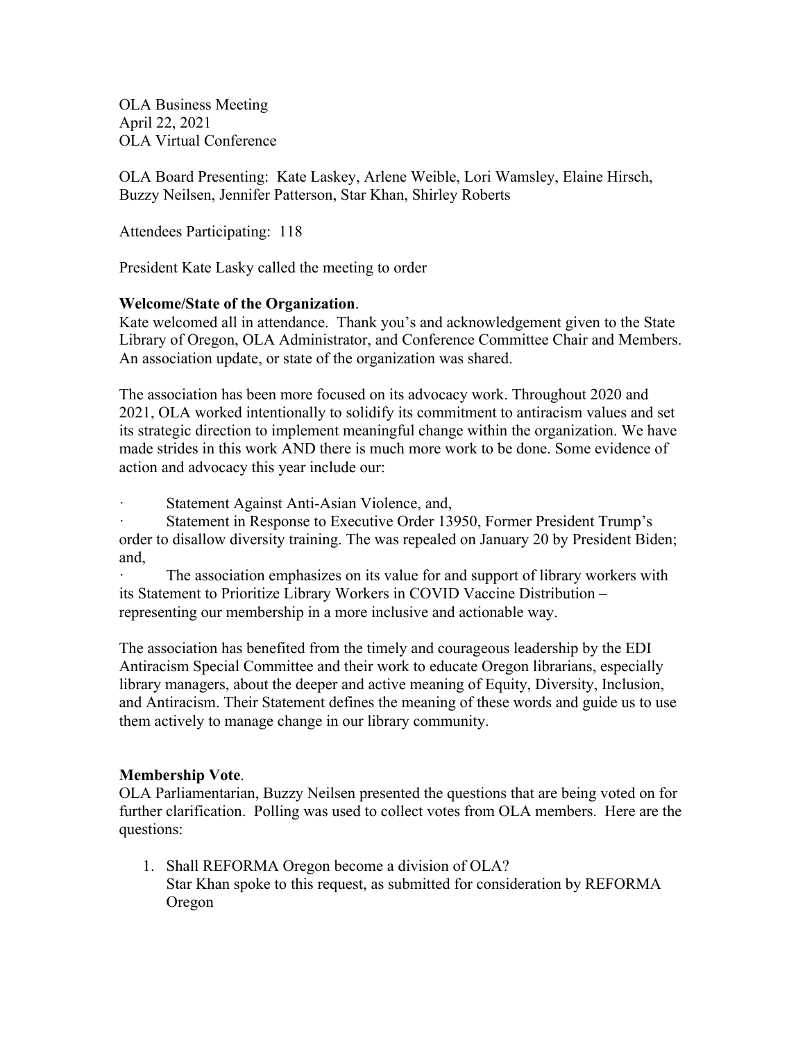OLA Business Meeting
April 22, 2021
OLA Virtual Conference

OLA Board Presenting: Kate Laskey, Arlene Weible, Lori Wamsley, Elaine Hirsch, Buzzy Neilsen, Jennifer Patterson, Star Khan, Shirley Roberts

Attendees Participating: 118

President Kate Lasky called the meeting to order

**Welcome/State of the Organization**.
Kate welcomed all in attendance. Thank you's and acknowledgement given to the State Library of Oregon, OLA Administrator, and Conference Committee Chair and Members. An association update, or state of the organization was shared.

The association has been more focused on its advocacy work. Throughout 2020 and 2021, OLA worked intentionally to solidify its commitment to antiracism values and set its strategic direction to implement meaningful change within the organization. We have made strides in this work AND there is much more work to be done. Some evidence of action and advocacy this year include our:

- Statement Against Anti-Asian Violence, and,
- Statement in Response to Executive Order 13950, Former President Trump's order to disallow diversity training. The was repealed on January 20 by President Biden; and,
- The association emphasizes on its value for and support of library workers with its Statement to Prioritize Library Workers in COVID Vaccine Distribution – representing our membership in a more inclusive and actionable way.

The association has benefited from the timely and courageous leadership by the EDI Antiracism Special Committee and their work to educate Oregon librarians, especially library managers, about the deeper and active meaning of Equity, Diversity, Inclusion, and Antiracism. Their Statement defines the meaning of these words and guide us to use them actively to manage change in our library community.

**Membership Vote**.
OLA Parliamentarian, Buzzy Neilsen presented the questions that are being voted on for further clarification. Polling was used to collect votes from OLA members. Here are the questions:

1. Shall REFORMA Oregon become a division of OLA?
   Star Khan spoke to this request, as submitted for consideration by REFORMA Oregon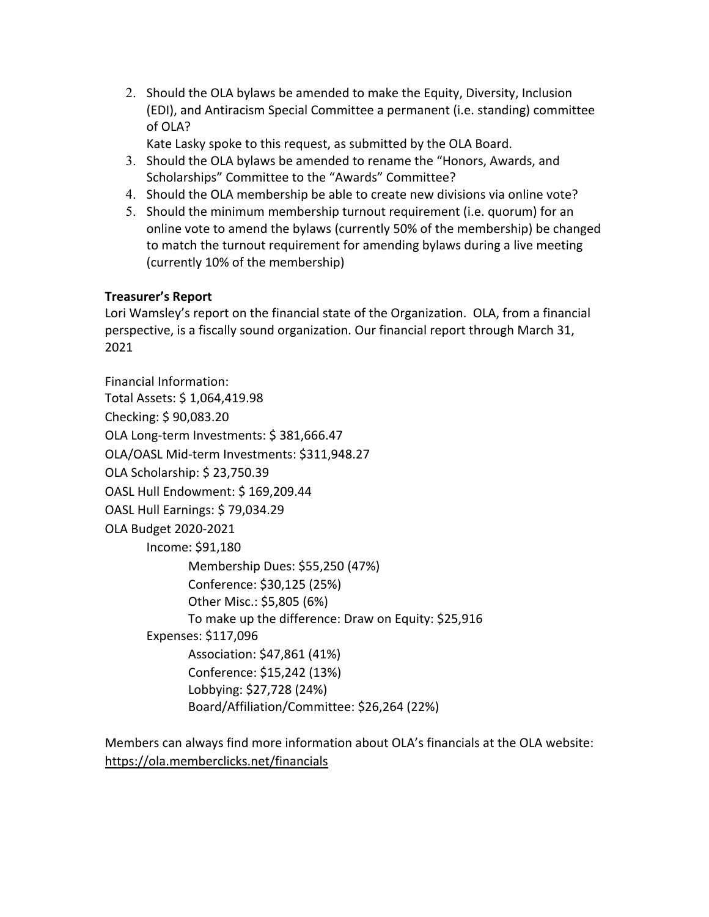2. Should the OLA bylaws be amended to make the Equity, Diversity, Inclusion (EDI), and Antiracism Special Committee a permanent (i.e. standing) committee of OLA?
   Kate Lasky spoke to this request, as submitted by the OLA Board.
3. Should the OLA bylaws be amended to rename the "Honors, Awards, and Scholarships" Committee to the "Awards" Committee?
4. Should the OLA membership be able to create new divisions via online vote?
5. Should the minimum membership turnout requirement (i.e. quorum) for an online vote to amend the bylaws (currently 50% of the membership) be changed to match the turnout requirement for amending bylaws during a live meeting (currently 10% of the membership)

**Treasurer's Report**

Lori Wamsley's report on the financial state of the Organization. OLA, from a financial perspective, is a fiscally sound organization. Our financial report through March 31, 2021

Financial Information:

Total Assets: $ 1,064,419.98

Checking: $ 90,083.20

OLA Long-term Investments: $ 381,666.47

OLA/OASL Mid-term Investments: $311,948.27

OLA Scholarship: $ 23,750.39

OASL Hull Endowment: $ 169,209.44

OASL Hull Earnings: $ 79,034.29

OLA Budget 2020-2021

- Income: $91,180
  - Membership Dues: $55,250 (47%)
  - Conference: $30,125 (25%)
  - Other Misc.: $5,805 (6%)
  - To make up the difference: Draw on Equity: $25,916
- Expenses: $117,096
  - Association: $47,861 (41%)
  - Conference: $15,242 (13%)
  - Lobbying: $27,728 (24%)
  - Board/Affiliation/Committee: $26,264 (22%)

Members can always find more information about OLA's financials at the OLA website: https://ola.memberclicks.net/financials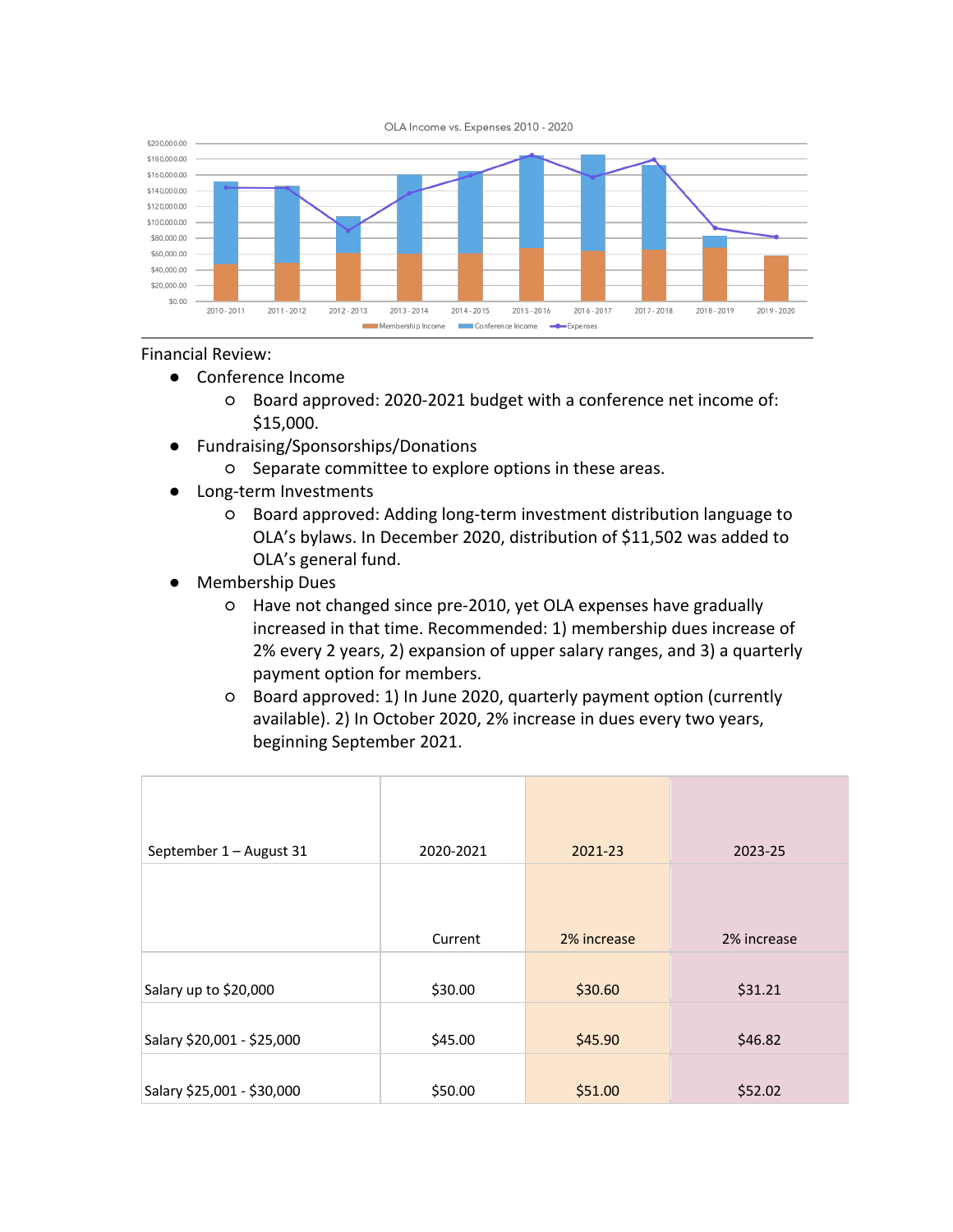OLA Income vs. Expenses 2010 - 2020

Financial Review:

- Conference Income
  - Board approved: 2020-2021 budget with a conference net income of: $15,000.
- Fundraising/Sponsorships/Donations
  - Separate committee to explore options in these areas.
- Long-term Investments
  - Board approved: Adding long-term investment distribution language to OLA's bylaws. In December 2020, distribution of $11,502 was added to OLA's general fund.
- Membership Dues
  - Have not changed since pre-2010, yet OLA expenses have gradually increased in that time. Recommended: 1) membership dues increase of 2% every 2 years, 2) expansion of upper salary ranges, and 3) a quarterly payment option for members.
  - Board approved: 1) In June 2020, quarterly payment option (currently available). 2) In October 2020, 2% increase in dues every two years, beginning September 2021.

| September 1 – August 31 | 2020-2021 | 2021-23 | 2023-25 |
|---|---|---|---|
| | Current | 2% increase | 2% increase |
| Salary up to $20,000 | $30.00 | $30.60 | $31.21 |
| Salary $20,001 - $25,000 | $45.00 | $45.90 | $46.82 |
| Salary $25,001 - $30,000 | $50.00 | $51.00 | $52.02 |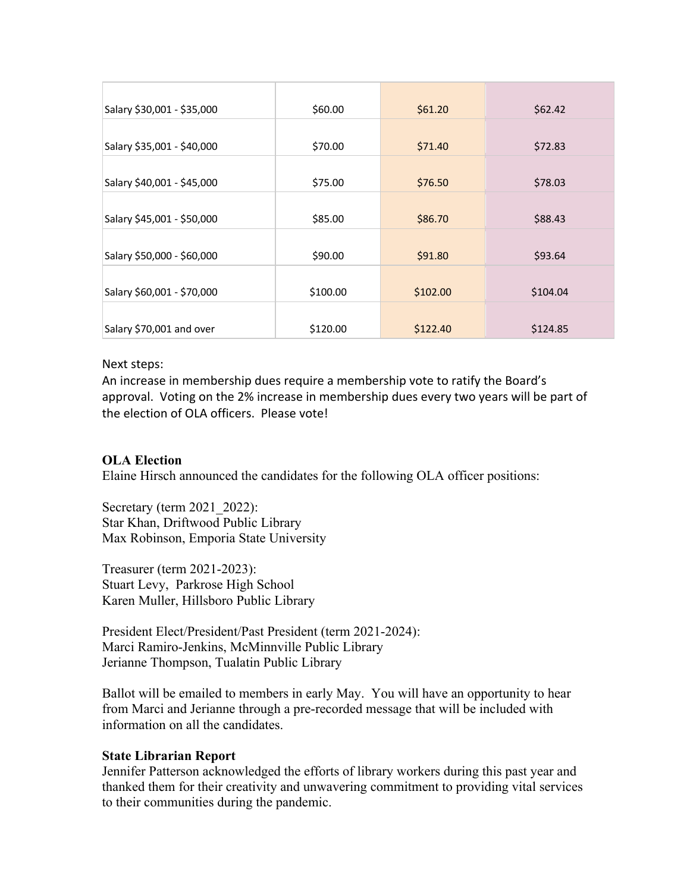| | | | |
|---|---|---|---|
| Salary $30,001 - $35,000 | $60.00 | $61.20 | $62.42 |
| Salary $35,001 - $40,000 | $70.00 | $71.40 | $72.83 |
| Salary $40,001 - $45,000 | $75.00 | $76.50 | $78.03 |
| Salary $45,001 - $50,000 | $85.00 | $86.70 | $88.43 |
| Salary $50,000 - $60,000 | $90.00 | $91.80 | $93.64 |
| Salary $60,001 - $70,000 | $100.00 | $102.00 | $104.04 |
| Salary $70,001 and over | $120.00 | $122.40 | $124.85 |

Next steps:
An increase in membership dues require a membership vote to ratify the Board's approval. Voting on the 2% increase in membership dues every two years will be part of the election of OLA officers. Please vote!

**OLA Election**
Elaine Hirsch announced the candidates for the following OLA officer positions:

Secretary (term 2021_2022):
Star Khan, Driftwood Public Library
Max Robinson, Emporia State University

Treasurer (term 2021-2023):
Stuart Levy, Parkrose High School
Karen Muller, Hillsboro Public Library

President Elect/President/Past President (term 2021-2024):
Marci Ramiro-Jenkins, McMinnville Public Library
Jerianne Thompson, Tualatin Public Library

Ballot will be emailed to members in early May. You will have an opportunity to hear from Marci and Jerianne through a pre-recorded message that will be included with information on all the candidates.

**State Librarian Report**
Jennifer Patterson acknowledged the efforts of library workers during this past year and thanked them for their creativity and unwavering commitment to providing vital services to their communities during the pandemic.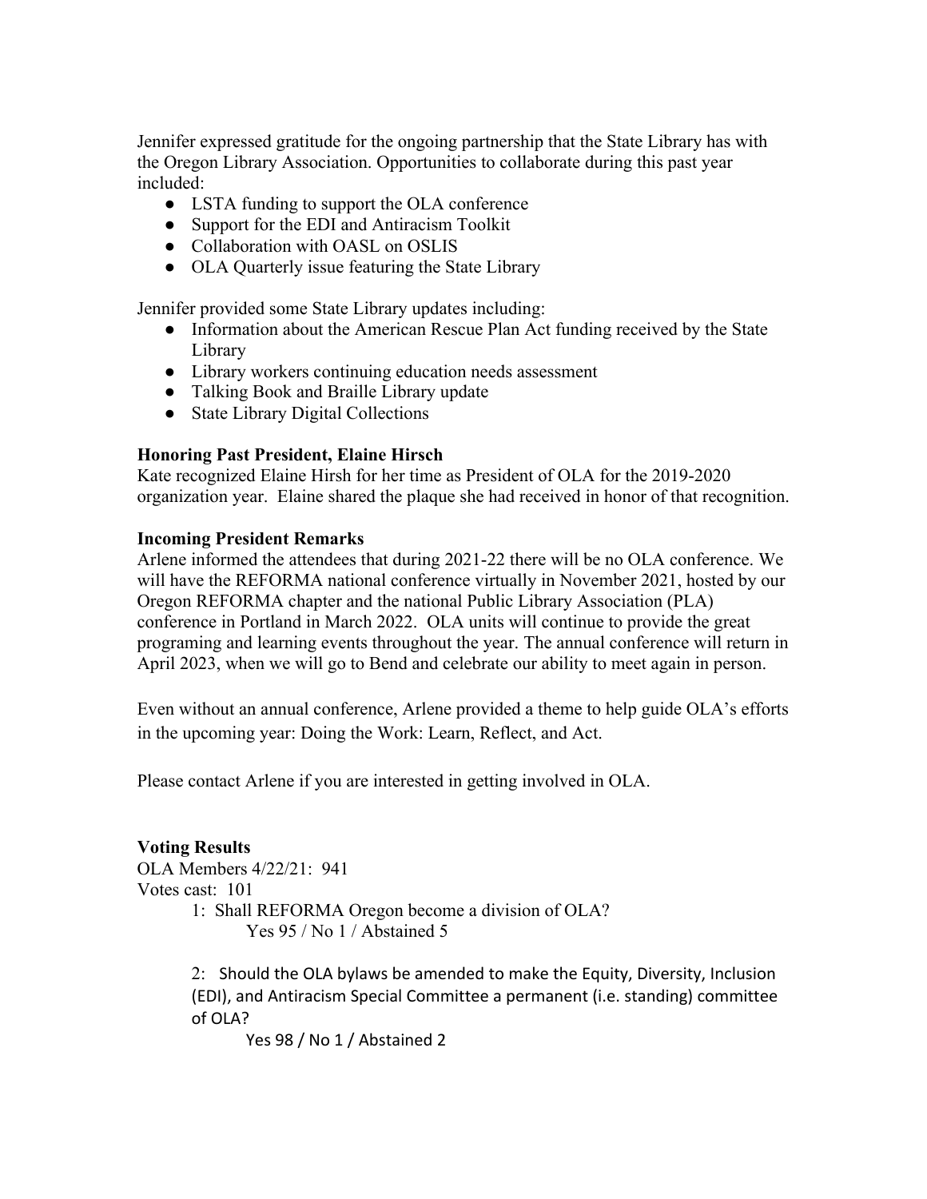Jennifer expressed gratitude for the ongoing partnership that the State Library has with the Oregon Library Association. Opportunities to collaborate during this past year included:

- LSTA funding to support the OLA conference
- Support for the EDI and Antiracism Toolkit
- Collaboration with OASL on OSLIS
- OLA Quarterly issue featuring the State Library

Jennifer provided some State Library updates including:

- Information about the American Rescue Plan Act funding received by the State Library
- Library workers continuing education needs assessment
- Talking Book and Braille Library update
- State Library Digital Collections

**Honoring Past President, Elaine Hirsch**

Kate recognized Elaine Hirsh for her time as President of OLA for the 2019-2020 organization year. Elaine shared the plaque she had received in honor of that recognition.

**Incoming President Remarks**

Arlene informed the attendees that during 2021-22 there will be no OLA conference. We will have the REFORMA national conference virtually in November 2021, hosted by our Oregon REFORMA chapter and the national Public Library Association (PLA) conference in Portland in March 2022. OLA units will continue to provide the great programing and learning events throughout the year. The annual conference will return in April 2023, when we will go to Bend and celebrate our ability to meet again in person.

Even without an annual conference, Arlene provided a theme to help guide OLA's efforts in the upcoming year: Doing the Work: Learn, Reflect, and Act.

Please contact Arlene if you are interested in getting involved in OLA.

**Voting Results**

OLA Members 4/22/21: 941
Votes cast: 101

1: Shall REFORMA Oregon become a division of OLA?
Yes 95 / No 1 / Abstained 5

2: Should the OLA bylaws be amended to make the Equity, Diversity, Inclusion (EDI), and Antiracism Special Committee a permanent (i.e. standing) committee of OLA?
Yes 98 / No 1 / Abstained 2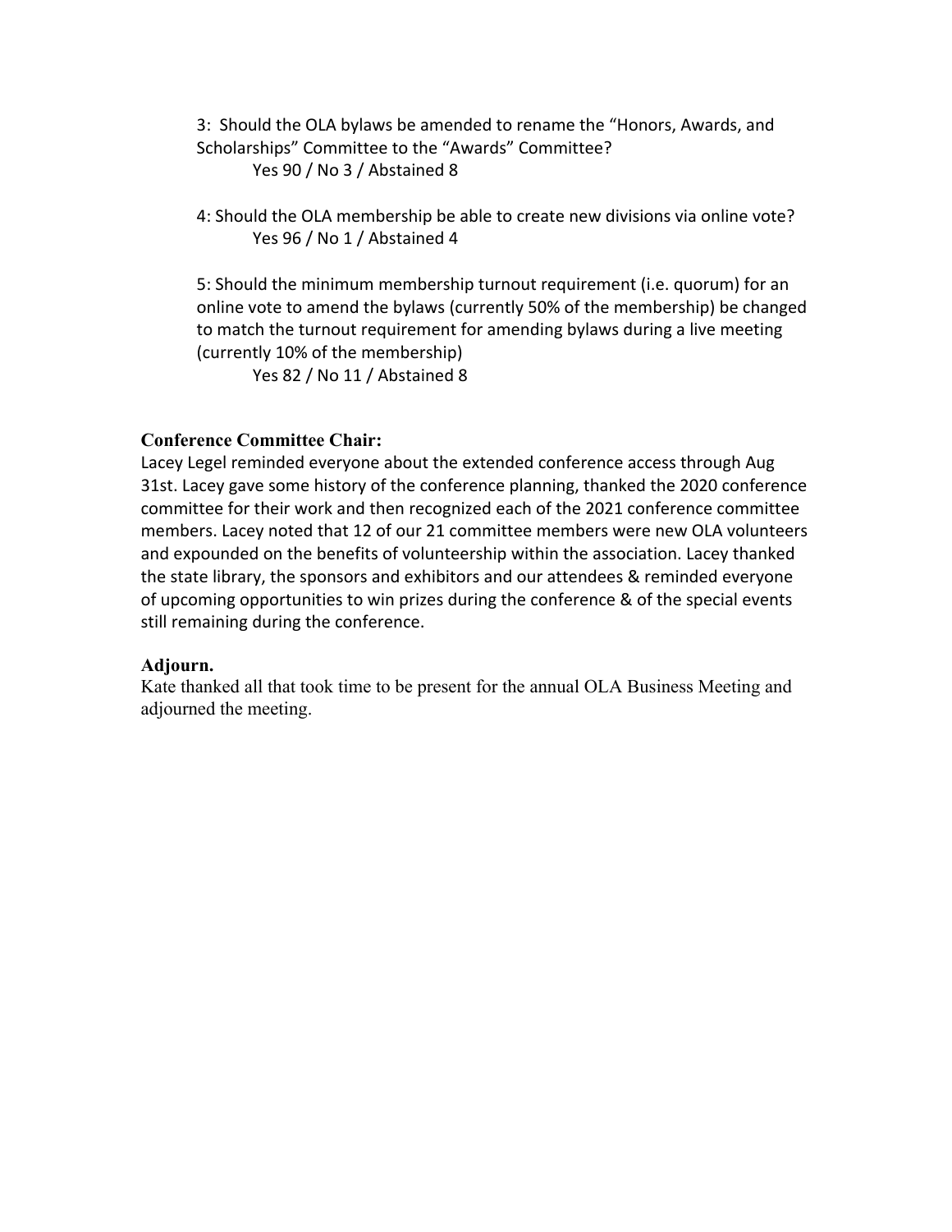3: Should the OLA bylaws be amended to rename the "Honors, Awards, and Scholarships" Committee to the "Awards" Committee?

Yes 90 / No 3 / Abstained 8

4: Should the OLA membership be able to create new divisions via online vote?

Yes 96 / No 1 / Abstained 4

5: Should the minimum membership turnout requirement (i.e. quorum) for an online vote to amend the bylaws (currently 50% of the membership) be changed to match the turnout requirement for amending bylaws during a live meeting (currently 10% of the membership)

Yes 82 / No 11 / Abstained 8

**Conference Committee Chair:**

Lacey Legel reminded everyone about the extended conference access through Aug 31st. Lacey gave some history of the conference planning, thanked the 2020 conference committee for their work and then recognized each of the 2021 conference committee members. Lacey noted that 12 of our 21 committee members were new OLA volunteers and expounded on the benefits of volunteership within the association. Lacey thanked the state library, the sponsors and exhibitors and our attendees & reminded everyone of upcoming opportunities to win prizes during the conference & of the special events still remaining during the conference.

**Adjourn.**

Kate thanked all that took time to be present for the annual OLA Business Meeting and adjourned the meeting.